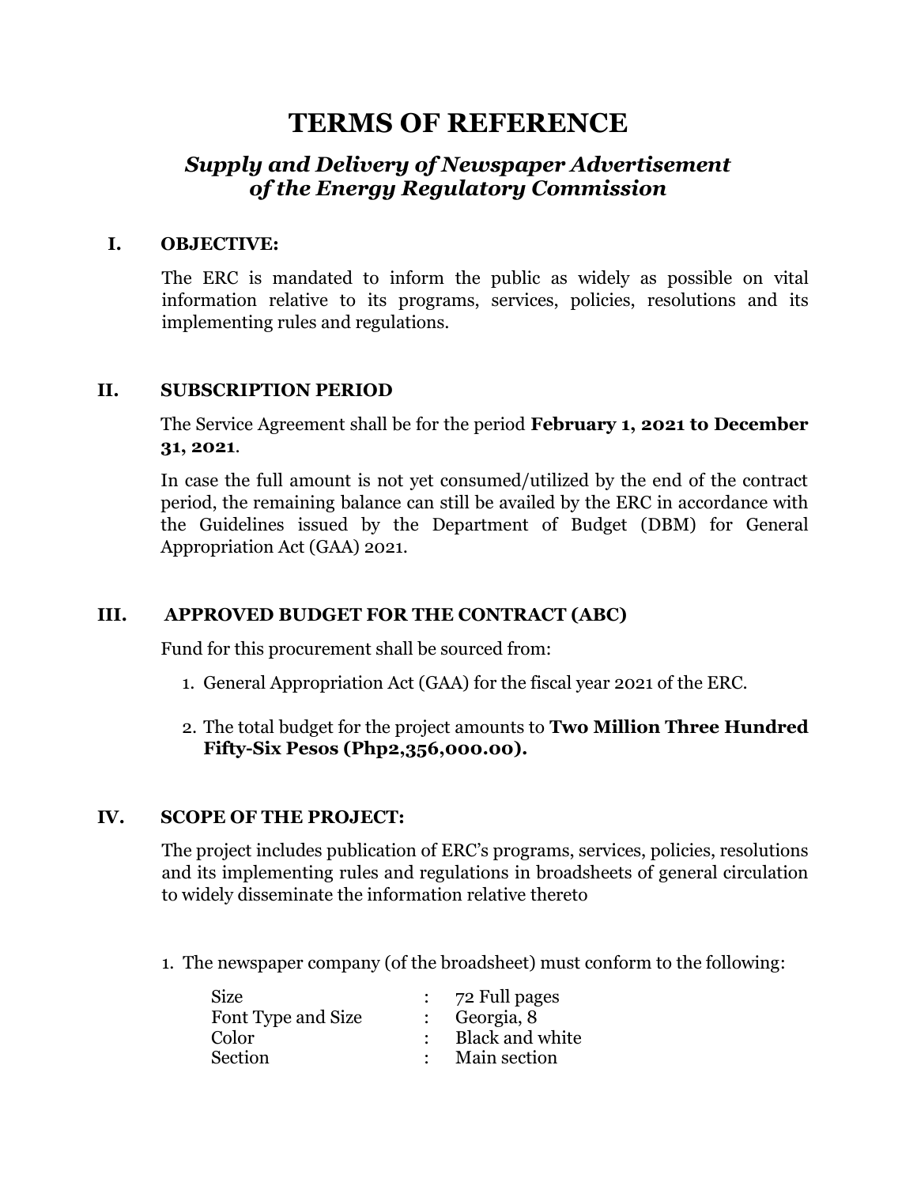# TERMS OF REFERENCE

## *Supply and Delivery of Newspaper Advertisement of the Energy Regulatory Commission*

### I. OBJECTIVE:

The ERC is mandated to inform the public as widely as possible on vital information relative to its programs, services, policies, resolutions and its implementing rules and regulations.

### II. SUBSCRIPTION PERIOD

The Service Agreement shall be for the period **February 1, 2021 to December 31, 2021**.

In case the full amount is not yet consumed/utilized by the end of the contract period, the remaining balance can still be availed by the ERC in accordance with the Guidelines issued by the Department of Budget (DBM) for General Appropriation Act (GAA) 2021.

### III. APPROVED BUDGET FOR THE CONTRACT (ABC)

Fund for this procurement shall be sourced from:

1. General Appropriation Act (GAA) for the fiscal year 2021 of the ERC.
2. The total budget for the project amounts to **Two Million Three Hundred Fifty-Six Pesos (Php2,356,000.00).**

### IV. SCOPE OF THE PROJECT:

The project includes publication of ERC's programs, services, policies, resolutions and its implementing rules and regulations in broadsheets of general circulation to widely disseminate the information relative thereto

1. The newspaper company (of the broadsheet) must conform to the following:

| | | |
|---|---|---|
| Size | : | 72 Full pages |
| Font Type and Size | : | Georgia, 8 |
| Color | : | Black and white |
| Section | : | Main section |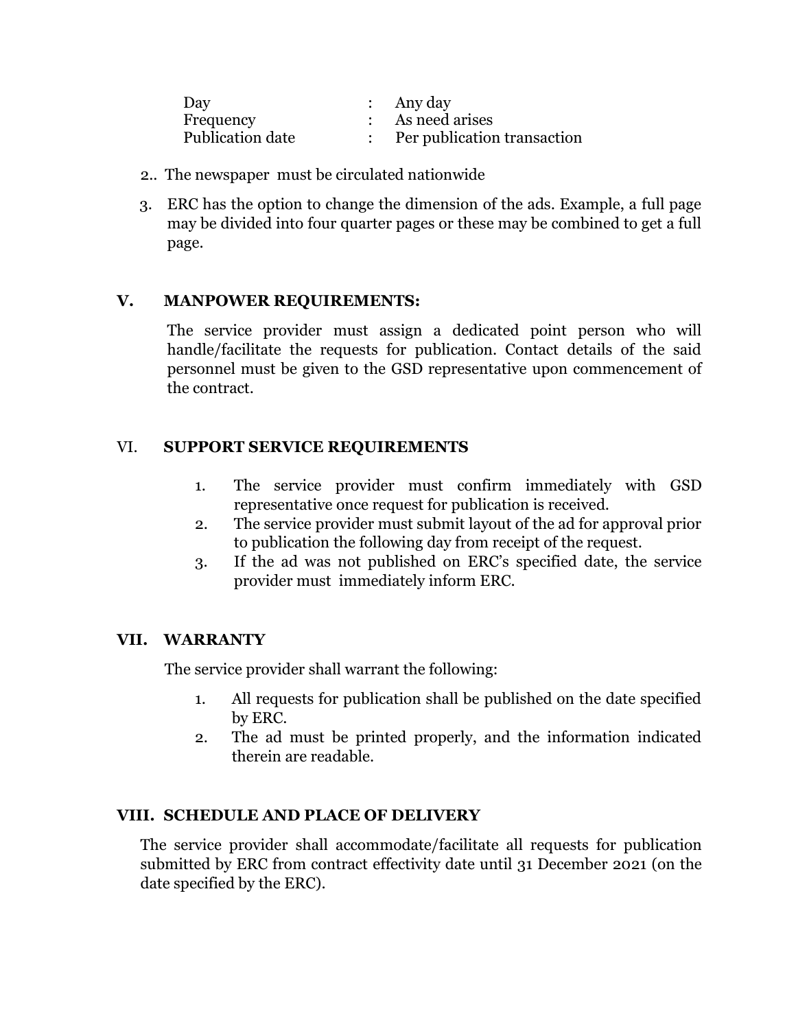| | | |
|---|---|---|
| Day | : | Any day |
| Frequency | : | As need arises |
| Publication date | : | Per publication transaction |

2.. The newspaper must be circulated nationwide

3. ERC has the option to change the dimension of the ads. Example, a full page may be divided into four quarter pages or these may be combined to get a full page.

## V. MANPOWER REQUIREMENTS:

The service provider must assign a dedicated point person who will handle/facilitate the requests for publication. Contact details of the said personnel must be given to the GSD representative upon commencement of the contract.

## VI. SUPPORT SERVICE REQUIREMENTS

1. The service provider must confirm immediately with GSD representative once request for publication is received.
2. The service provider must submit layout of the ad for approval prior to publication the following day from receipt of the request.
3. If the ad was not published on ERC's specified date, the service provider must immediately inform ERC.

## VII. WARRANTY

The service provider shall warrant the following:

1. All requests for publication shall be published on the date specified by ERC.
2. The ad must be printed properly, and the information indicated therein are readable.

## VIII. SCHEDULE AND PLACE OF DELIVERY

The service provider shall accommodate/facilitate all requests for publication submitted by ERC from contract effectivity date until 31 December 2021 (on the date specified by the ERC).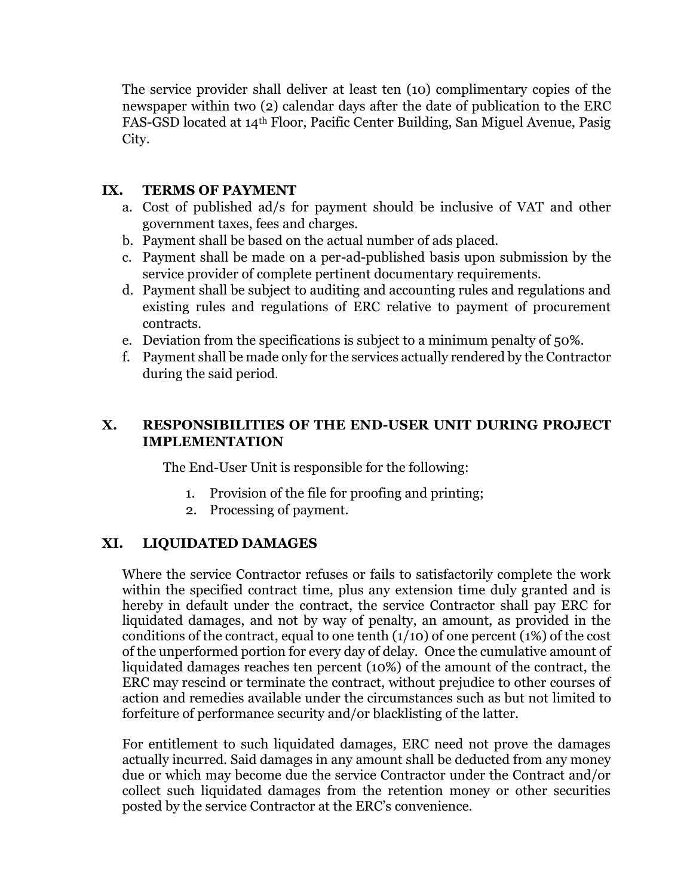The service provider shall deliver at least ten (10) complimentary copies of the newspaper within two (2) calendar days after the date of publication to the ERC FAS-GSD located at 14th Floor, Pacific Center Building, San Miguel Avenue, Pasig City.

## IX. TERMS OF PAYMENT

a. Cost of published ad/s for payment should be inclusive of VAT and other government taxes, fees and charges.
b. Payment shall be based on the actual number of ads placed.
c. Payment shall be made on a per-ad-published basis upon submission by the service provider of complete pertinent documentary requirements.
d. Payment shall be subject to auditing and accounting rules and regulations and existing rules and regulations of ERC relative to payment of procurement contracts.
e. Deviation from the specifications is subject to a minimum penalty of 50%.
f. Payment shall be made only for the services actually rendered by the Contractor during the said period.

## X. RESPONSIBILITIES OF THE END-USER UNIT DURING PROJECT IMPLEMENTATION

The End-User Unit is responsible for the following:

1. Provision of the file for proofing and printing;
2. Processing of payment.

## XI. LIQUIDATED DAMAGES

Where the service Contractor refuses or fails to satisfactorily complete the work within the specified contract time, plus any extension time duly granted and is hereby in default under the contract, the service Contractor shall pay ERC for liquidated damages, and not by way of penalty, an amount, as provided in the conditions of the contract, equal to one tenth (1/10) of one percent (1%) of the cost of the unperformed portion for every day of delay. Once the cumulative amount of liquidated damages reaches ten percent (10%) of the amount of the contract, the ERC may rescind or terminate the contract, without prejudice to other courses of action and remedies available under the circumstances such as but not limited to forfeiture of performance security and/or blacklisting of the latter.

For entitlement to such liquidated damages, ERC need not prove the damages actually incurred. Said damages in any amount shall be deducted from any money due or which may become due the service Contractor under the Contract and/or collect such liquidated damages from the retention money or other securities posted by the service Contractor at the ERC's convenience.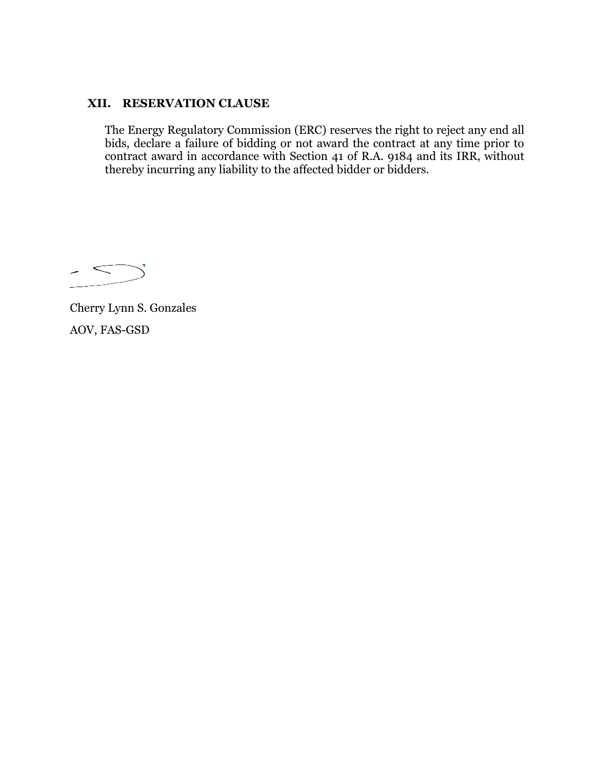## XII. RESERVATION CLAUSE

The Energy Regulatory Commission (ERC) reserves the right to reject any end all bids, declare a failure of bidding or not award the contract at any time prior to contract award in accordance with Section 41 of R.A. 9184 and its IRR, without thereby incurring any liability to the affected bidder or bidders.

Cherry Lynn S. Gonzales

AOV, FAS-GSD